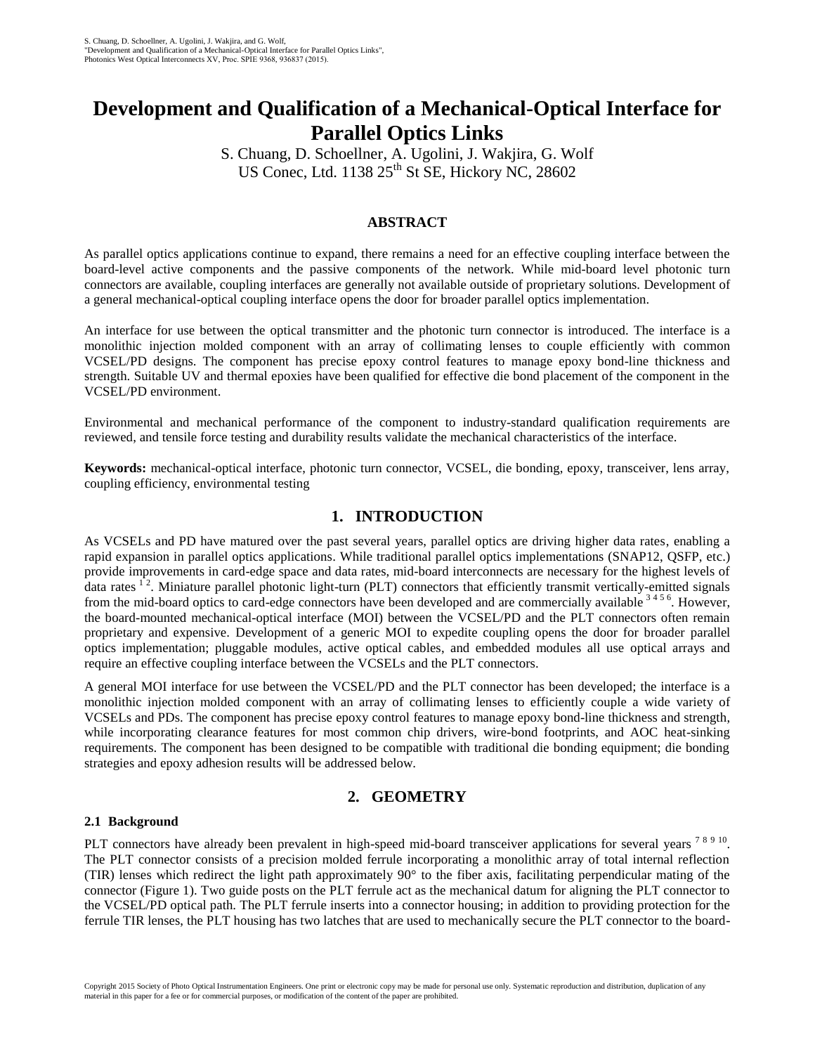S. Chuang, D. Schoellner, A. Ugolini, J. Wakjira, and G. Wolf,
"Development and Qualification of a Mechanical-Optical Interface for Parallel Optics Links",
Photonics West Optical Interconnects XV, Proc. SPIE 9368, 936837 (2015).

# Development and Qualification of a Mechanical-Optical Interface for Parallel Optics Links

S. Chuang, D. Schoellner, A. Ugolini, J. Wakjira, G. Wolf
US Conec, Ltd. 1138 25th St SE, Hickory NC, 28602

## ABSTRACT

As parallel optics applications continue to expand, there remains a need for an effective coupling interface between the board-level active components and the passive components of the network. While mid-board level photonic turn connectors are available, coupling interfaces are generally not available outside of proprietary solutions. Development of a general mechanical-optical coupling interface opens the door for broader parallel optics implementation.

An interface for use between the optical transmitter and the photonic turn connector is introduced. The interface is a monolithic injection molded component with an array of collimating lenses to couple efficiently with common VCSEL/PD designs. The component has precise epoxy control features to manage epoxy bond-line thickness and strength. Suitable UV and thermal epoxies have been qualified for effective die bond placement of the component in the VCSEL/PD environment.

Environmental and mechanical performance of the component to industry-standard qualification requirements are reviewed, and tensile force testing and durability results validate the mechanical characteristics of the interface.

**Keywords:** mechanical-optical interface, photonic turn connector, VCSEL, die bonding, epoxy, transceiver, lens array, coupling efficiency, environmental testing

## 1. INTRODUCTION

As VCSELs and PD have matured over the past several years, parallel optics are driving higher data rates, enabling a rapid expansion in parallel optics applications. While traditional parallel optics implementations (SNAP12, QSFP, etc.) provide improvements in card-edge space and data rates, mid-board interconnects are necessary for the highest levels of data rates [1 2]. Miniature parallel photonic light-turn (PLT) connectors that efficiently transmit vertically-emitted signals from the mid-board optics to card-edge connectors have been developed and are commercially available [3 4 5 6]. However, the board-mounted mechanical-optical interface (MOI) between the VCSEL/PD and the PLT connectors often remain proprietary and expensive. Development of a generic MOI to expedite coupling opens the door for broader parallel optics implementation; pluggable modules, active optical cables, and embedded modules all use optical arrays and require an effective coupling interface between the VCSELs and the PLT connectors.

A general MOI interface for use between the VCSEL/PD and the PLT connector has been developed; the interface is a monolithic injection molded component with an array of collimating lenses to efficiently couple a wide variety of VCSELs and PDs. The component has precise epoxy control features to manage epoxy bond-line thickness and strength, while incorporating clearance features for most common chip drivers, wire-bond footprints, and AOC heat-sinking requirements. The component has been designed to be compatible with traditional die bonding equipment; die bonding strategies and epoxy adhesion results will be addressed below.

## 2. GEOMETRY

### 2.1 Background

PLT connectors have already been prevalent in high-speed mid-board transceiver applications for several years [7 8 9 10]. The PLT connector consists of a precision molded ferrule incorporating a monolithic array of total internal reflection (TIR) lenses which redirect the light path approximately 90° to the fiber axis, facilitating perpendicular mating of the connector (Figure 1). Two guide posts on the PLT ferrule act as the mechanical datum for aligning the PLT connector to the VCSEL/PD optical path. The PLT ferrule inserts into a connector housing; in addition to providing protection for the ferrule TIR lenses, the PLT housing has two latches that are used to mechanically secure the PLT connector to the board-

Copyright 2015 Society of Photo Optical Instrumentation Engineers. One print or electronic copy may be made for personal use only. Systematic reproduction and distribution, duplication of any material in this paper for a fee or for commercial purposes, or modification of the content of the paper are prohibited.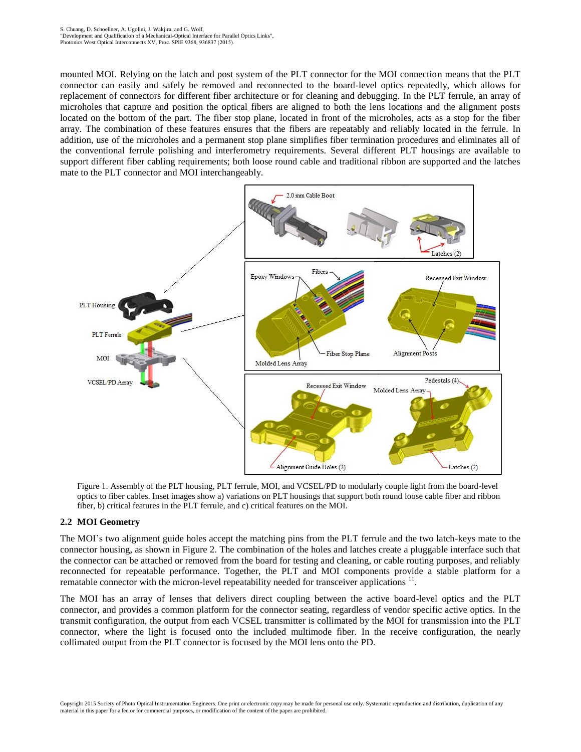mounted MOI. Relying on the latch and post system of the PLT connector for the MOI connection means that the PLT connector can easily and safely be removed and reconnected to the board-level optics repeatedly, which allows for replacement of connectors for different fiber architecture or for cleaning and debugging. In the PLT ferrule, an array of microholes that capture and position the optical fibers are aligned to both the lens locations and the alignment posts located on the bottom of the part. The fiber stop plane, located in front of the microholes, acts as a stop for the fiber array. The combination of these features ensures that the fibers are repeatably and reliably located in the ferrule. In addition, use of the microholes and a permanent stop plane simplifies fiber termination procedures and eliminates all of the conventional ferrule polishing and interferometry requirements. Several different PLT housings are available to support different fiber cabling requirements; both loose round cable and traditional ribbon are supported and the latches mate to the PLT connector and MOI interchangeably.

Figure 1. Assembly of the PLT housing, PLT ferrule, MOI, and VCSEL/PD to modularly couple light from the board-level optics to fiber cables. Inset images show a) variations on PLT housings that support both round loose cable fiber and ribbon fiber, b) critical features in the PLT ferrule, and c) critical features on the MOI.

## 2.2 MOI Geometry

The MOI's two alignment guide holes accept the matching pins from the PLT ferrule and the two latch-keys mate to the connector housing, as shown in Figure 2. The combination of the holes and latches create a pluggable interface such that the connector can be attached or removed from the board for testing and cleaning, or cable routing purposes, and reliably reconnected for repeatable performance. Together, the PLT and MOI components provide a stable platform for a rematable connector with the micron-level repeatability needed for transceiver applications [11].

The MOI has an array of lenses that delivers direct coupling between the active board-level optics and the PLT connector, and provides a common platform for the connector seating, regardless of vendor specific active optics. In the transmit configuration, the output from each VCSEL transmitter is collimated by the MOI for transmission into the PLT connector, where the light is focused onto the included multimode fiber. In the receive configuration, the nearly collimated output from the PLT connector is focused by the MOI lens onto the PD.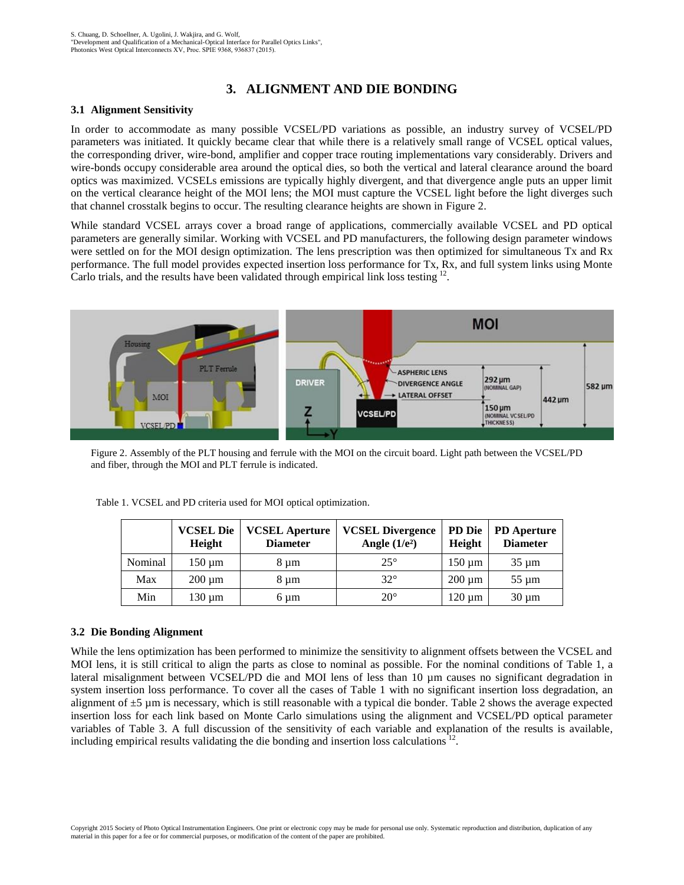## 3. ALIGNMENT AND DIE BONDING

### 3.1 Alignment Sensitivity

In order to accommodate as many possible VCSEL/PD variations as possible, an industry survey of VCSEL/PD parameters was initiated. It quickly became clear that while there is a relatively small range of VCSEL optical values, the corresponding driver, wire-bond, amplifier and copper trace routing implementations vary considerably. Drivers and wire-bonds occupy considerable area around the optical dies, so both the vertical and lateral clearance around the board optics was maximized. VCSELs emissions are typically highly divergent, and that divergence angle puts an upper limit on the vertical clearance height of the MOI lens; the MOI must capture the VCSEL light before the light diverges such that channel crosstalk begins to occur. The resulting clearance heights are shown in Figure 2.

While standard VCSEL arrays cover a broad range of applications, commercially available VCSEL and PD optical parameters are generally similar. Working with VCSEL and PD manufacturers, the following design parameter windows were settled on for the MOI design optimization. The lens prescription was then optimized for simultaneous Tx and Rx performance. The full model provides expected insertion loss performance for Tx, Rx, and full system links using Monte Carlo trials, and the results have been validated through empirical link loss testing [12].

Figure 2. Assembly of the PLT housing and ferrule with the MOI on the circuit board. Light path between the VCSEL/PD and fiber, through the MOI and PLT ferrule is indicated.

Table 1. VCSEL and PD criteria used for MOI optical optimization.

| | VCSEL Die Height | VCSEL Aperture Diameter | VCSEL Divergence Angle ($1/e^2$) | PD Die Height | PD Aperture Diameter |
|---|---|---|---|---|---|
| Nominal | 150 µm | 8 µm | 25° | 150 µm | 35 µm |
| Max | 200 µm | 8 µm | 32° | 200 µm | 55 µm |
| Min | 130 µm | 6 µm | 20° | 120 µm | 30 µm |

### 3.2 Die Bonding Alignment

While the lens optimization has been performed to minimize the sensitivity to alignment offsets between the VCSEL and MOI lens, it is still critical to align the parts as close to nominal as possible. For the nominal conditions of Table 1, a lateral misalignment between VCSEL/PD die and MOI lens of less than 10 µm causes no significant degradation in system insertion loss performance. To cover all the cases of Table 1 with no significant insertion loss degradation, an alignment of ±5 µm is necessary, which is still reasonable with a typical die bonder. Table 2 shows the average expected insertion loss for each link based on Monte Carlo simulations using the alignment and VCSEL/PD optical parameter variables of Table 3. A full discussion of the sensitivity of each variable and explanation of the results is available, including empirical results validating the die bonding and insertion loss calculations [12].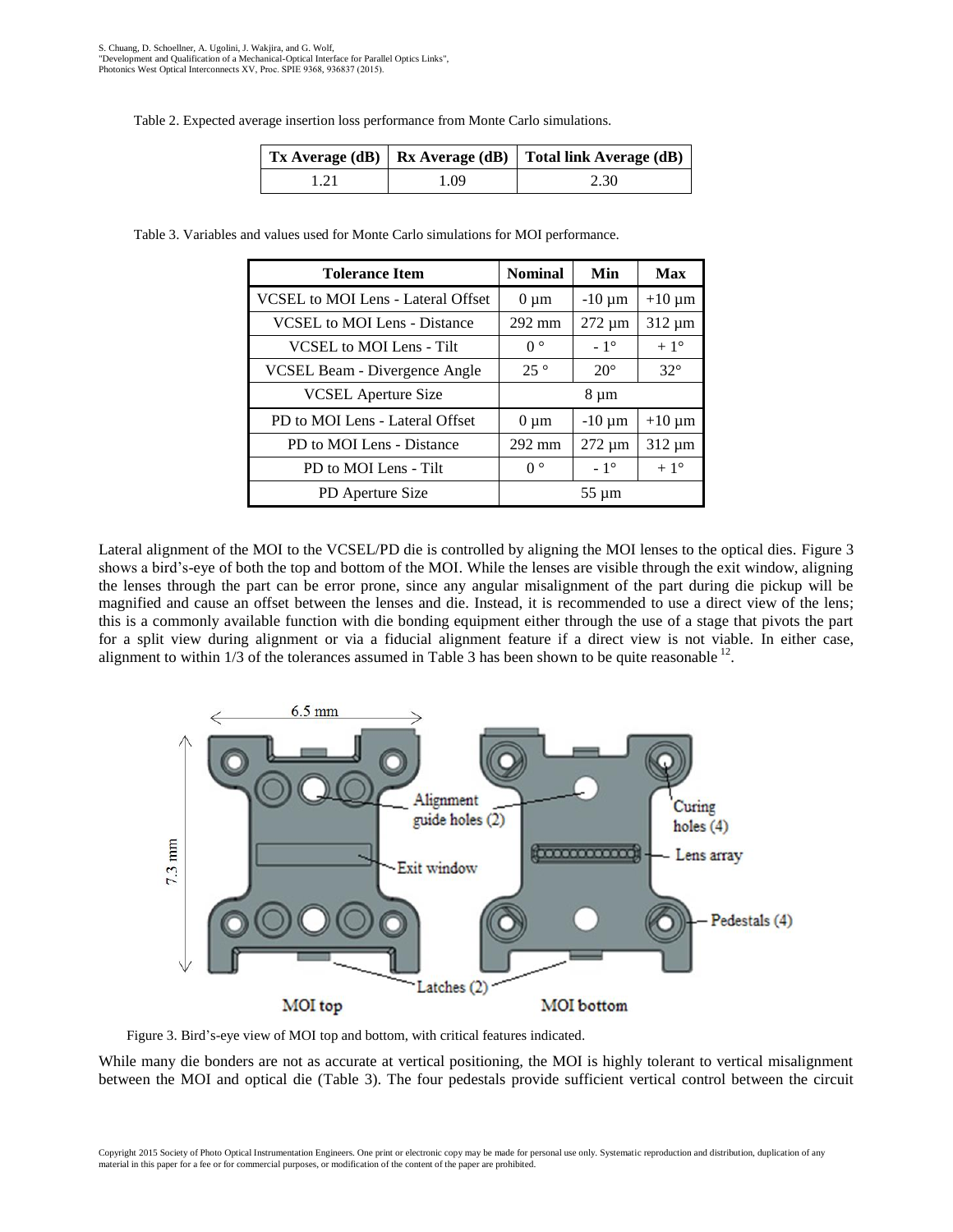Table 2. Expected average insertion loss performance from Monte Carlo simulations.

| Tx Average (dB) | Rx Average (dB) | Total link Average (dB) |
|---|---|---|
| 1.21 | 1.09 | 2.30 |

Table 3. Variables and values used for Monte Carlo simulations for MOI performance.

| Tolerance Item | Nominal | Min | Max |
|---|---|---|---|
| VCSEL to MOI Lens - Lateral Offset | 0 µm | -10 µm | +10 µm |
| VCSEL to MOI Lens - Distance | 292 mm | 272 µm | 312 µm |
| VCSEL to MOI Lens - Tilt | 0 ° | - 1° | + 1° |
| VCSEL Beam - Divergence Angle | 25 ° | 20° | 32° |
| VCSEL Aperture Size | 8 µm | | |
| PD to MOI Lens - Lateral Offset | 0 µm | -10 µm | +10 µm |
| PD to MOI Lens - Distance | 292 mm | 272 µm | 312 µm |
| PD to MOI Lens - Tilt | 0 ° | - 1° | + 1° |
| PD Aperture Size | 55 µm | | |

Lateral alignment of the MOI to the VCSEL/PD die is controlled by aligning the MOI lenses to the optical dies. Figure 3 shows a bird's-eye of both the top and bottom of the MOI. While the lenses are visible through the exit window, aligning the lenses through the part can be error prone, since any angular misalignment of the part during die pickup will be magnified and cause an offset between the lenses and die. Instead, it is recommended to use a direct view of the lens; this is a commonly available function with die bonding equipment either through the use of a stage that pivots the part for a split view during alignment or via a fiducial alignment feature if a direct view is not viable. In either case, alignment to within 1/3 of the tolerances assumed in Table 3 has been shown to be quite reasonable [12].

Figure 3. Bird's-eye view of MOI top and bottom, with critical features indicated.

While many die bonders are not as accurate at vertical positioning, the MOI is highly tolerant to vertical misalignment between the MOI and optical die (Table 3). The four pedestals provide sufficient vertical control between the circuit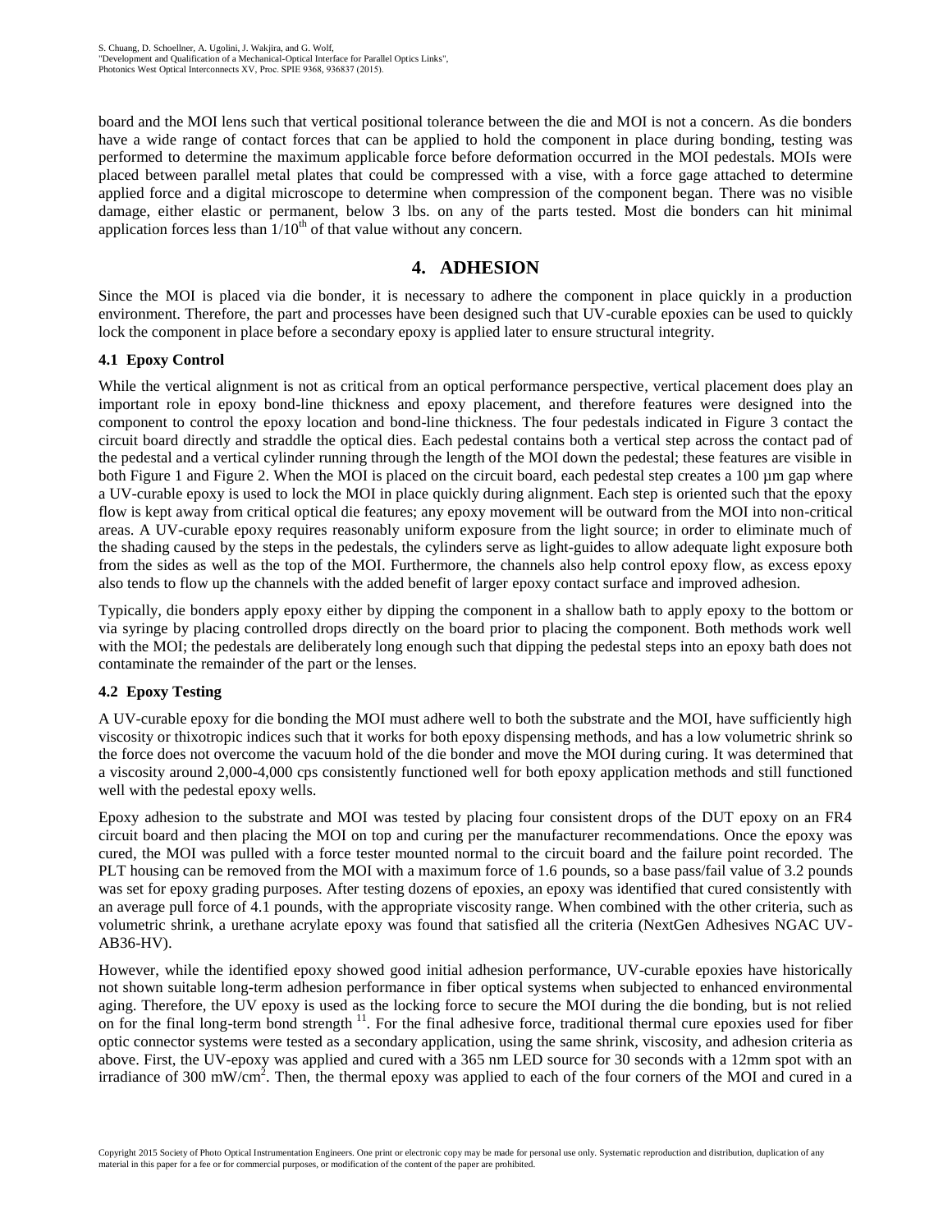board and the MOI lens such that vertical positional tolerance between the die and MOI is not a concern. As die bonders have a wide range of contact forces that can be applied to hold the component in place during bonding, testing was performed to determine the maximum applicable force before deformation occurred in the MOI pedestals. MOIs were placed between parallel metal plates that could be compressed with a vise, with a force gage attached to determine applied force and a digital microscope to determine when compression of the component began. There was no visible damage, either elastic or permanent, below 3 lbs. on any of the parts tested. Most die bonders can hit minimal application forces less than $1/10^{th}$ of that value without any concern.

## 4. ADHESION

Since the MOI is placed via die bonder, it is necessary to adhere the component in place quickly in a production environment. Therefore, the part and processes have been designed such that UV-curable epoxies can be used to quickly lock the component in place before a secondary epoxy is applied later to ensure structural integrity.

### 4.1 Epoxy Control

While the vertical alignment is not as critical from an optical performance perspective, vertical placement does play an important role in epoxy bond-line thickness and epoxy placement, and therefore features were designed into the component to control the epoxy location and bond-line thickness. The four pedestals indicated in Figure 3 contact the circuit board directly and straddle the optical dies. Each pedestal contains both a vertical step across the contact pad of the pedestal and a vertical cylinder running through the length of the MOI down the pedestal; these features are visible in both Figure 1 and Figure 2. When the MOI is placed on the circuit board, each pedestal step creates a 100 µm gap where a UV-curable epoxy is used to lock the MOI in place quickly during alignment. Each step is oriented such that the epoxy flow is kept away from critical optical die features; any epoxy movement will be outward from the MOI into non-critical areas. A UV-curable epoxy requires reasonably uniform exposure from the light source; in order to eliminate much of the shading caused by the steps in the pedestals, the cylinders serve as light-guides to allow adequate light exposure both from the sides as well as the top of the MOI. Furthermore, the channels also help control epoxy flow, as excess epoxy also tends to flow up the channels with the added benefit of larger epoxy contact surface and improved adhesion.

Typically, die bonders apply epoxy either by dipping the component in a shallow bath to apply epoxy to the bottom or via syringe by placing controlled drops directly on the board prior to placing the component. Both methods work well with the MOI; the pedestals are deliberately long enough such that dipping the pedestal steps into an epoxy bath does not contaminate the remainder of the part or the lenses.

### 4.2 Epoxy Testing

A UV-curable epoxy for die bonding the MOI must adhere well to both the substrate and the MOI, have sufficiently high viscosity or thixotropic indices such that it works for both epoxy dispensing methods, and has a low volumetric shrink so the force does not overcome the vacuum hold of the die bonder and move the MOI during curing. It was determined that a viscosity around 2,000-4,000 cps consistently functioned well for both epoxy application methods and still functioned well with the pedestal epoxy wells.

Epoxy adhesion to the substrate and MOI was tested by placing four consistent drops of the DUT epoxy on an FR4 circuit board and then placing the MOI on top and curing per the manufacturer recommendations. Once the epoxy was cured, the MOI was pulled with a force tester mounted normal to the circuit board and the failure point recorded. The PLT housing can be removed from the MOI with a maximum force of 1.6 pounds, so a base pass/fail value of 3.2 pounds was set for epoxy grading purposes. After testing dozens of epoxies, an epoxy was identified that cured consistently with an average pull force of 4.1 pounds, with the appropriate viscosity range. When combined with the other criteria, such as volumetric shrink, a urethane acrylate epoxy was found that satisfied all the criteria (NextGen Adhesives NGAC UV-AB36-HV).

However, while the identified epoxy showed good initial adhesion performance, UV-curable epoxies have historically not shown suitable long-term adhesion performance in fiber optical systems when subjected to enhanced environmental aging. Therefore, the UV epoxy is used as the locking force to secure the MOI during the die bonding, but is not relied on for the final long-term bond strength [11]. For the final adhesive force, traditional thermal cure epoxies used for fiber optic connector systems were tested as a secondary application, using the same shrink, viscosity, and adhesion criteria as above. First, the UV-epoxy was applied and cured with a 365 nm LED source for 30 seconds with a 12mm spot with an irradiance of 300 mW/cm$^2$. Then, the thermal epoxy was applied to each of the four corners of the MOI and cured in a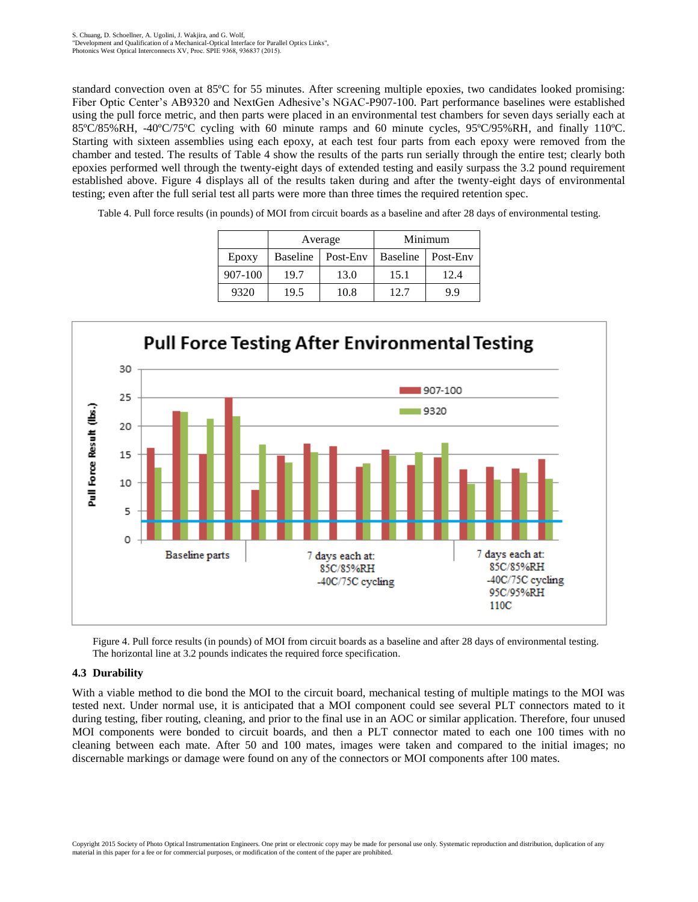standard convection oven at 85ºC for 55 minutes. After screening multiple epoxies, two candidates looked promising: Fiber Optic Center's AB9320 and NextGen Adhesive's NGAC-P907-100. Part performance baselines were established using the pull force metric, and then parts were placed in an environmental test chambers for seven days serially each at 85ºC/85%RH, -40ºC/75ºC cycling with 60 minute ramps and 60 minute cycles, 95ºC/95%RH, and finally 110ºC. Starting with sixteen assemblies using each epoxy, at each test four parts from each epoxy were removed from the chamber and tested. The results of Table 4 show the results of the parts run serially through the entire test; clearly both epoxies performed well through the twenty-eight days of extended testing and easily surpass the 3.2 pound requirement established above. Figure 4 displays all of the results taken during and after the twenty-eight days of environmental testing; even after the full serial test all parts were more than three times the required retention spec.

Table 4. Pull force results (in pounds) of MOI from circuit boards as a baseline and after 28 days of environmental testing.

| | Average | | Minimum | |
|---|---|---|---|---|
| Epoxy | Baseline | Post-Env | Baseline | Post-Env |
| 907-100 | 19.7 | 13.0 | 15.1 | 12.4 |
| 9320 | 19.5 | 10.8 | 12.7 | 9.9 |

Figure 4. Pull force results (in pounds) of MOI from circuit boards as a baseline and after 28 days of environmental testing. The horizontal line at 3.2 pounds indicates the required force specification.

### 4.3 Durability

With a viable method to die bond the MOI to the circuit board, mechanical testing of multiple matings to the MOI was tested next. Under normal use, it is anticipated that a MOI component could see several PLT connectors mated to it during testing, fiber routing, cleaning, and prior to the final use in an AOC or similar application. Therefore, four unused MOI components were bonded to circuit boards, and then a PLT connector mated to each one 100 times with no cleaning between each mate. After 50 and 100 mates, images were taken and compared to the initial images; no discernable markings or damage were found on any of the connectors or MOI components after 100 mates.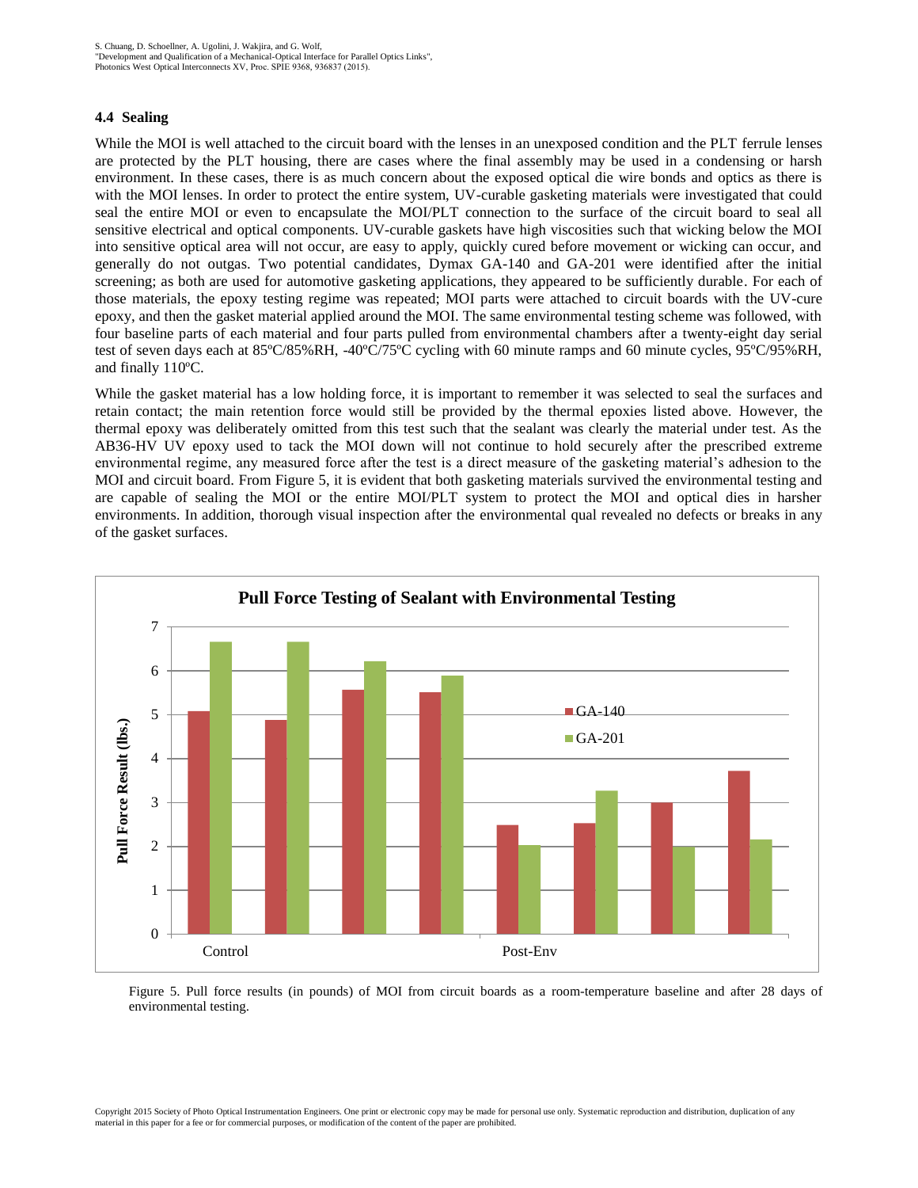### 4.4 Sealing

While the MOI is well attached to the circuit board with the lenses in an unexposed condition and the PLT ferrule lenses are protected by the PLT housing, there are cases where the final assembly may be used in a condensing or harsh environment. In these cases, there is as much concern about the exposed optical die wire bonds and optics as there is with the MOI lenses. In order to protect the entire system, UV-curable gasketing materials were investigated that could seal the entire MOI or even to encapsulate the MOI/PLT connection to the surface of the circuit board to seal all sensitive electrical and optical components. UV-curable gaskets have high viscosities such that wicking below the MOI into sensitive optical area will not occur, are easy to apply, quickly cured before movement or wicking can occur, and generally do not outgas. Two potential candidates, Dymax GA-140 and GA-201 were identified after the initial screening; as both are used for automotive gasketing applications, they appeared to be sufficiently durable. For each of those materials, the epoxy testing regime was repeated; MOI parts were attached to circuit boards with the UV-cure epoxy, and then the gasket material applied around the MOI. The same environmental testing scheme was followed, with four baseline parts of each material and four parts pulled from environmental chambers after a twenty-eight day serial test of seven days each at 85ºC/85%RH, -40ºC/75ºC cycling with 60 minute ramps and 60 minute cycles, 95ºC/95%RH, and finally 110ºC.

While the gasket material has a low holding force, it is important to remember it was selected to seal the surfaces and retain contact; the main retention force would still be provided by the thermal epoxies listed above. However, the thermal epoxy was deliberately omitted from this test such that the sealant was clearly the material under test. As the AB36-HV UV epoxy used to tack the MOI down will not continue to hold securely after the prescribed extreme environmental regime, any measured force after the test is a direct measure of the gasketing material's adhesion to the MOI and circuit board. From Figure 5, it is evident that both gasketing materials survived the environmental testing and are capable of sealing the MOI or the entire MOI/PLT system to protect the MOI and optical dies in harsher environments. In addition, thorough visual inspection after the environmental qual revealed no defects or breaks in any of the gasket surfaces.

Figure 5. Pull force results (in pounds) of MOI from circuit boards as a room-temperature baseline and after 28 days of environmental testing.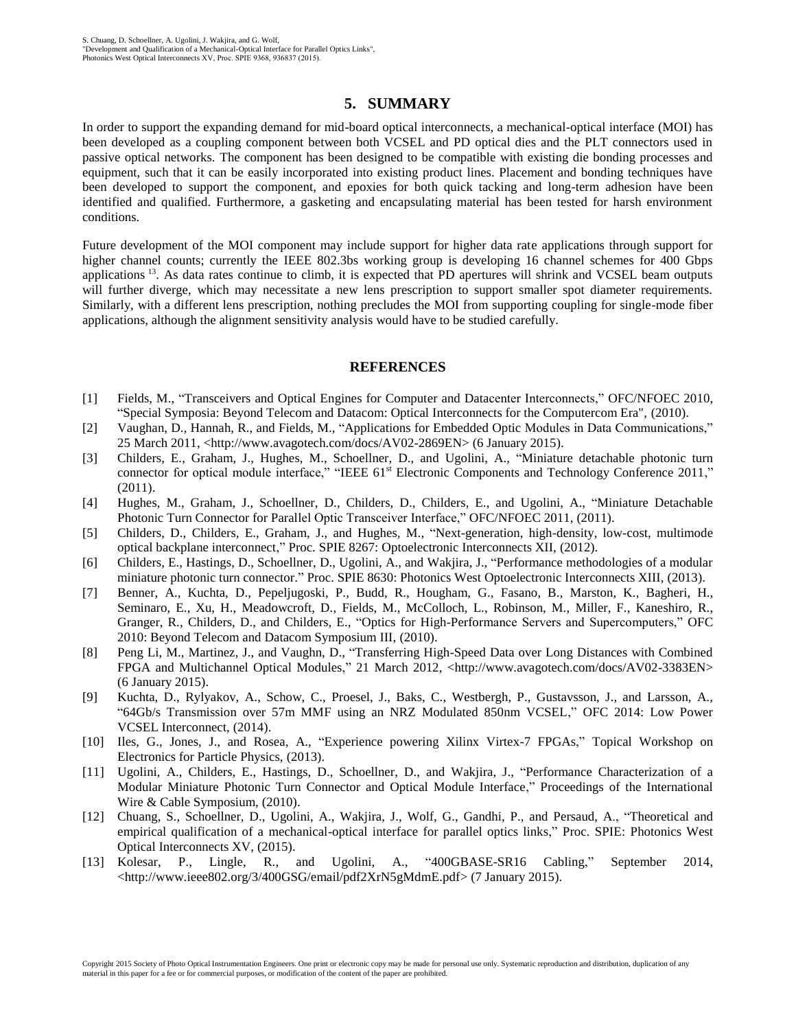## 5. SUMMARY

In order to support the expanding demand for mid-board optical interconnects, a mechanical-optical interface (MOI) has been developed as a coupling component between both VCSEL and PD optical dies and the PLT connectors used in passive optical networks. The component has been designed to be compatible with existing die bonding processes and equipment, such that it can be easily incorporated into existing product lines. Placement and bonding techniques have been developed to support the component, and epoxies for both quick tacking and long-term adhesion have been identified and qualified. Furthermore, a gasketing and encapsulating material has been tested for harsh environment conditions.

Future development of the MOI component may include support for higher data rate applications through support for higher channel counts; currently the IEEE 802.3bs working group is developing 16 channel schemes for 400 Gbps applications [13]. As data rates continue to climb, it is expected that PD apertures will shrink and VCSEL beam outputs will further diverge, which may necessitate a new lens prescription to support smaller spot diameter requirements. Similarly, with a different lens prescription, nothing precludes the MOI from supporting coupling for single-mode fiber applications, although the alignment sensitivity analysis would have to be studied carefully.

## REFERENCES

[1] Fields, M., "Transceivers and Optical Engines for Computer and Datacenter Interconnects," OFC/NFOEC 2010, "Special Symposia: Beyond Telecom and Datacom: Optical Interconnects for the Computercom Era", (2010).

[2] Vaughan, D., Hannah, R., and Fields, M., "Applications for Embedded Optic Modules in Data Communications," 25 March 2011, <http://www.avagotech.com/docs/AV02-2869EN> (6 January 2015).

[3] Childers, E., Graham, J., Hughes, M., Schoellner, D., and Ugolini, A., "Miniature detachable photonic turn connector for optical module interface," "IEEE 61st Electronic Components and Technology Conference 2011," (2011).

[4] Hughes, M., Graham, J., Schoellner, D., Childers, D., Childers, E., and Ugolini, A., "Miniature Detachable Photonic Turn Connector for Parallel Optic Transceiver Interface," OFC/NFOEC 2011, (2011).

[5] Childers, D., Childers, E., Graham, J., and Hughes, M., "Next-generation, high-density, low-cost, multimode optical backplane interconnect," Proc. SPIE 8267: Optoelectronic Interconnects XII, (2012).

[6] Childers, E., Hastings, D., Schoellner, D., Ugolini, A., and Wakjira, J., "Performance methodologies of a modular miniature photonic turn connector." Proc. SPIE 8630: Photonics West Optoelectronic Interconnects XIII, (2013).

[7] Benner, A., Kuchta, D., Pepeljugoski, P., Budd, R., Hougham, G., Fasano, B., Marston, K., Bagheri, H., Seminaro, E., Xu, H., Meadowcroft, D., Fields, M., McColloch, L., Robinson, M., Miller, F., Kaneshiro, R., Granger, R., Childers, D., and Childers, E., "Optics for High-Performance Servers and Supercomputers," OFC 2010: Beyond Telecom and Datacom Symposium III, (2010).

[8] Peng Li, M., Martinez, J., and Vaughn, D., "Transferring High-Speed Data over Long Distances with Combined FPGA and Multichannel Optical Modules," 21 March 2012, <http://www.avagotech.com/docs/AV02-3383EN> (6 January 2015).

[9] Kuchta, D., Rylyakov, A., Schow, C., Proesel, J., Baks, C., Westbergh, P., Gustavsson, J., and Larsson, A., "64Gb/s Transmission over 57m MMF using an NRZ Modulated 850nm VCSEL," OFC 2014: Low Power VCSEL Interconnect, (2014).

[10] Iles, G., Jones, J., and Rosea, A., "Experience powering Xilinx Virtex-7 FPGAs," Topical Workshop on Electronics for Particle Physics, (2013).

[11] Ugolini, A., Childers, E., Hastings, D., Schoellner, D., and Wakjira, J., "Performance Characterization of a Modular Miniature Photonic Turn Connector and Optical Module Interface," Proceedings of the International Wire & Cable Symposium, (2010).

[12] Chuang, S., Schoellner, D., Ugolini, A., Wakjira, J., Wolf, G., Gandhi, P., and Persaud, A., "Theoretical and empirical qualification of a mechanical-optical interface for parallel optics links," Proc. SPIE: Photonics West Optical Interconnects XV, (2015).

[13] Kolesar, P., Lingle, R., and Ugolini, A., "400GBASE-SR16 Cabling," September 2014, <http://www.ieee802.org/3/400GSG/email/pdf2XrN5gMdmE.pdf> (7 January 2015).